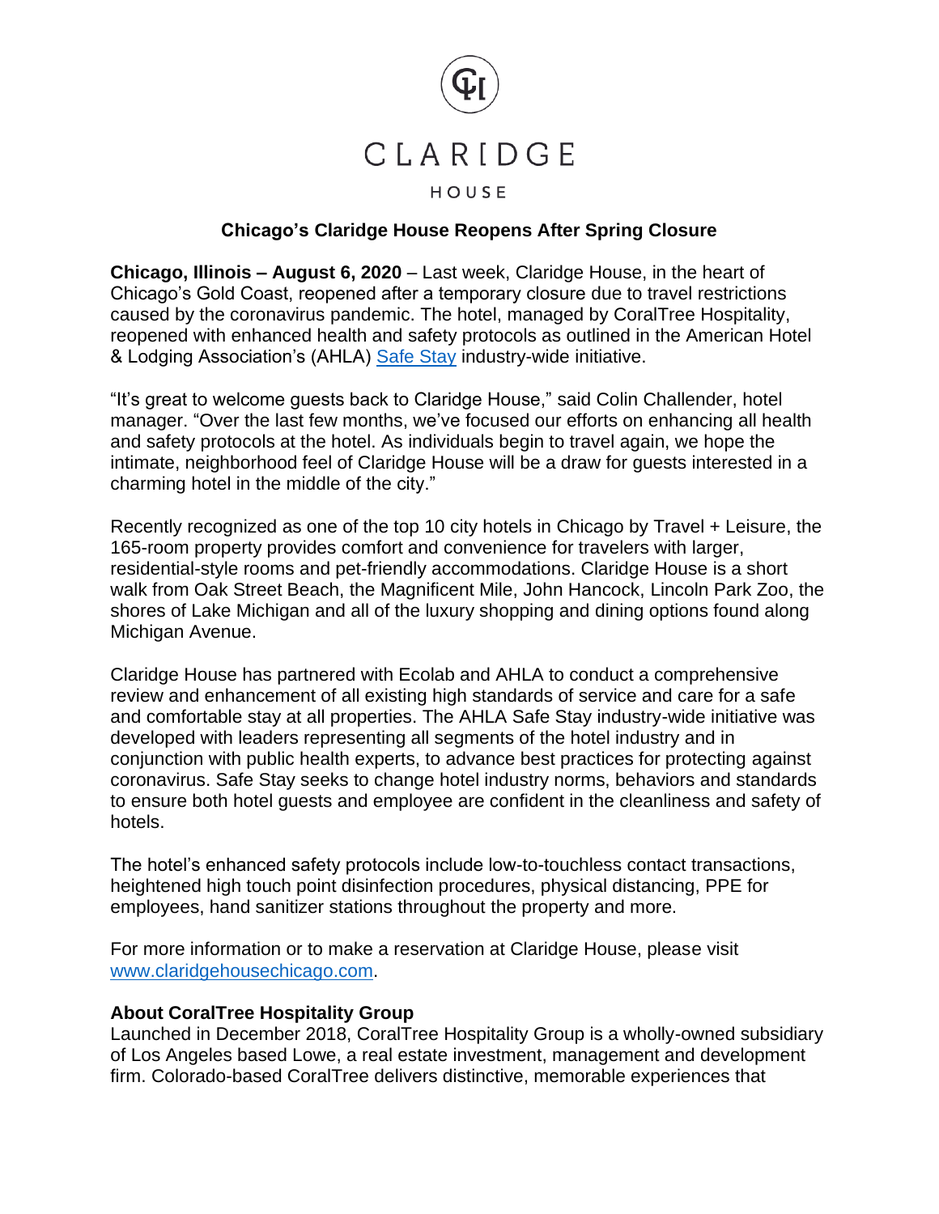CLARIDGE

HOUSE

## Chicago's Claridge House Reopens After Spring Closure

**Chicago, Illinois – August 6, 2020** – Last week, Claridge House, in the heart of Chicago's Gold Coast, reopened after a temporary closure due to travel restrictions caused by the coronavirus pandemic. The hotel, managed by CoralTree Hospitality, reopened with enhanced health and safety protocols as outlined in the American Hotel & Lodging Association's (AHLA) Safe Stay industry-wide initiative.

"It's great to welcome guests back to Claridge House," said Colin Challender, hotel manager. "Over the last few months, we've focused our efforts on enhancing all health and safety protocols at the hotel. As individuals begin to travel again, we hope the intimate, neighborhood feel of Claridge House will be a draw for guests interested in a charming hotel in the middle of the city."

Recently recognized as one of the top 10 city hotels in Chicago by Travel + Leisure, the 165-room property provides comfort and convenience for travelers with larger, residential-style rooms and pet-friendly accommodations. Claridge House is a short walk from Oak Street Beach, the Magnificent Mile, John Hancock, Lincoln Park Zoo, the shores of Lake Michigan and all of the luxury shopping and dining options found along Michigan Avenue.

Claridge House has partnered with Ecolab and AHLA to conduct a comprehensive review and enhancement of all existing high standards of service and care for a safe and comfortable stay at all properties. The AHLA Safe Stay industry-wide initiative was developed with leaders representing all segments of the hotel industry and in conjunction with public health experts, to advance best practices for protecting against coronavirus. Safe Stay seeks to change hotel industry norms, behaviors and standards to ensure both hotel guests and employee are confident in the cleanliness and safety of hotels.

The hotel's enhanced safety protocols include low-to-touchless contact transactions, heightened high touch point disinfection procedures, physical distancing, PPE for employees, hand sanitizer stations throughout the property and more.

For more information or to make a reservation at Claridge House, please visit www.claridgehousechicago.com.

**About CoralTree Hospitality Group**

Launched in December 2018, CoralTree Hospitality Group is a wholly-owned subsidiary of Los Angeles based Lowe, a real estate investment, management and development firm. Colorado-based CoralTree delivers distinctive, memorable experiences that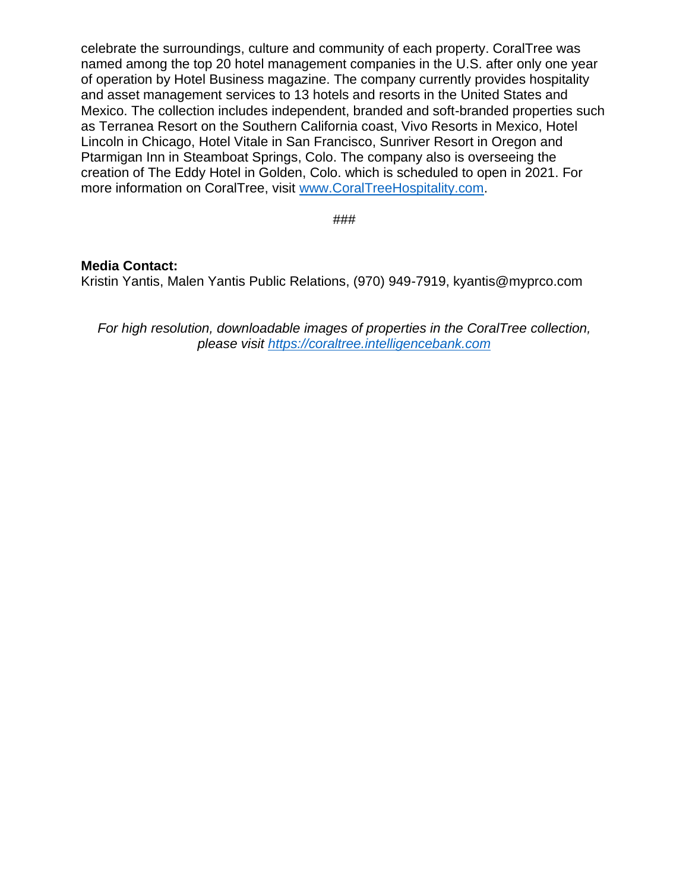celebrate the surroundings, culture and community of each property. CoralTree was named among the top 20 hotel management companies in the U.S. after only one year of operation by Hotel Business magazine. The company currently provides hospitality and asset management services to 13 hotels and resorts in the United States and Mexico. The collection includes independent, branded and soft-branded properties such as Terranea Resort on the Southern California coast, Vivo Resorts in Mexico, Hotel Lincoln in Chicago, Hotel Vitale in San Francisco, Sunriver Resort in Oregon and Ptarmigan Inn in Steamboat Springs, Colo. The company also is overseeing the creation of The Eddy Hotel in Golden, Colo. which is scheduled to open in 2021. For more information on CoralTree, visit [www.CoralTreeHospitality.com](http://www.CoralTreeHospitality.com).

###

**Media Contact:**
Kristin Yantis, Malen Yantis Public Relations, (970) 949-7919, kyantis@myprco.com

*For high resolution, downloadable images of properties in the CoralTree collection, please visit [https://coraltree.intelligencebank.com](https://coraltree.intelligencebank.com)*